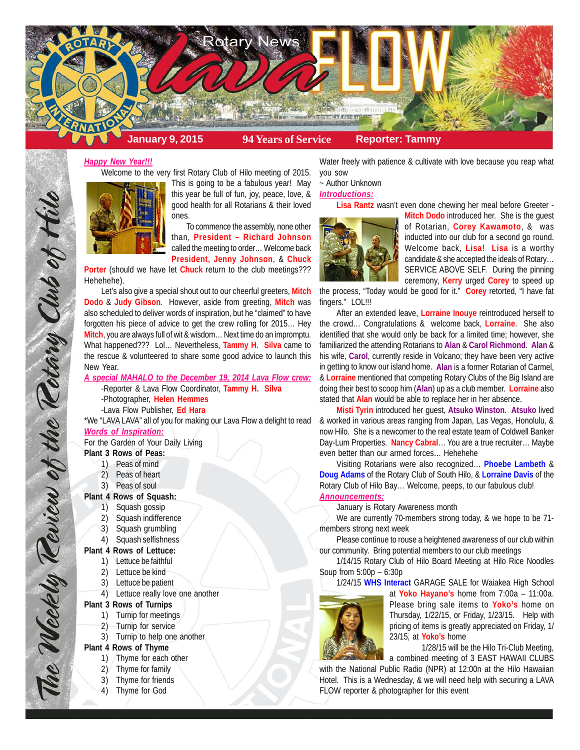# Rotary News Lava FLOW

**January 9, 2015** | **94 Years of Service** | **Reporter: Tammy**

*The Weekly Review of the Rotary Club of Hilo*

***Happy New Year!!!***

Welcome to the very first Rotary Club of Hilo meeting of 2015. This is going to be a fabulous year! May this year be full of fun, joy, peace, love, & good health for all Rotarians & their loved ones.

To commence the assembly, none other than, **President – Richard Johnson** called the meeting to order… Welcome back **President, Jenny Johnson**, & **Chuck Porter** (should we have let **Chuck** return to the club meetings??? Hehehehe).

Let's also give a special shout out to our cheerful greeters, **Mitch Dodo** & **Judy Gibson**. However, aside from greeting, **Mitch** was also scheduled to deliver words of inspiration, but he "claimed" to have forgotten his piece of advice to get the crew rolling for 2015… Hey **Mitch**, you are always full of wit & wisdom… Next time do an impromptu. What happened??? Lol… Nevertheless, **Tammy H. Silva** came to the rescue & volunteered to share some good advice to launch this New Year.

***A special MAHALO to the December 19, 2014 Lava Flow crew:***

-Reporter & Lava Flow Coordinator, **Tammy H. Silva**

-Photographer, **Helen Hemmes**

-Lava Flow Publisher, **Ed Hara**

*We "LAVA LAVA" all of you for making our Lava Flow a delight to read

***Words of Inspiration:***

For the Garden of Your Daily Living

**Plant 3 Rows of Peas:**

1) Peas of mind
2) Peas of heart
3) Peas of soul

**Plant 4 Rows of Squash:**

1) Squash gossip
2) Squash indifference
3) Squash grumbling
4) Squash selfishness

**Plant 4 Rows of Lettuce:**

1) Lettuce be faithful
2) Lettuce be kind
3) Lettuce be patient
4) Lettuce really love one another

**Plant 3 Rows of Turnips**

1) Turnip for meetings
2) Turnip for service
3) Turnip to help one another

**Plant 4 Rows of Thyme**

1) Thyme for each other
2) Thyme for family
3) Thyme for friends
4) Thyme for God

Water freely with patience & cultivate with love because you reap what you sow

~ Author Unknown

***Introductions:***

**Lisa Rantz** wasn't even done chewing her meal before Greeter - **Mitch Dodo** introduced her. She is the guest of Rotarian, **Corey Kawamoto**, & was inducted into our club for a second go round. Welcome back, **Lisa**! **Lisa** is a worthy candidate & she accepted the ideals of Rotary… SERVICE ABOVE SELF. During the pinning ceremony, **Kerry** urged **Corey** to speed up the process, "Today would be good for it." **Corey** retorted, "I have fat fingers." LOL!!!

After an extended leave, **Lorraine Inouye** reintroduced herself to the crowd… Congratulations & welcome back, **Lorraine**. She also identified that she would only be back for a limited time; however, she familiarized the attending Rotarians to **Alan** & **Carol Richmond**. **Alan** & his wife, **Carol**, currently reside in Volcano; they have been very active in getting to know our island home. **Alan** is a former Rotarian of Carmel, & **Lorraine** mentioned that competing Rotary Clubs of the Big Island are doing their best to scoop him (**Alan**) up as a club member. **Lorraine** also stated that **Alan** would be able to replace her in her absence.

**Misti Tyrin** introduced her guest, **Atsuko Winston**. **Atsuko** lived & worked in various areas ranging from Japan, Las Vegas, Honolulu, & now Hilo. She is a newcomer to the real estate team of Coldwell Banker Day-Lum Properties. **Nancy Cabral**… You are a true recruiter… Maybe even better than our armed forces… Hehehehe

Visiting Rotarians were also recognized… **Phoebe Lambeth** & **Doug Adams** of the Rotary Club of South Hilo, & **Lorraine Davis** of the Rotary Club of Hilo Bay… Welcome, peeps, to our fabulous club!

***Announcements:***

January is Rotary Awareness month

We are currently 70-members strong today, & we hope to be 71-members strong next week

Please continue to rouse a heightened awareness of our club within our community. Bring potential members to our club meetings

1/14/15 Rotary Club of Hilo Board Meeting at Hilo Rice Noodles Soup from 5:00p – 6:30p

1/24/15 **WHS Interact** GARAGE SALE for Waiakea High School at **Yoko Hayano's** home from 7:00a – 11:00a. Please bring sale items to **Yoko's** home on Thursday, 1/22/15, or Friday, 1/23/15. Help with pricing of items is greatly appreciated on Friday, 1/23/15, at **Yoko's** home

1/28/15 will be the Hilo Tri-Club Meeting, a combined meeting of 3 EAST HAWAII CLUBS with the National Public Radio (NPR) at 12:00n at the Hilo Hawaiian Hotel. This is a Wednesday, & we will need help with securing a LAVA FLOW reporter & photographer for this event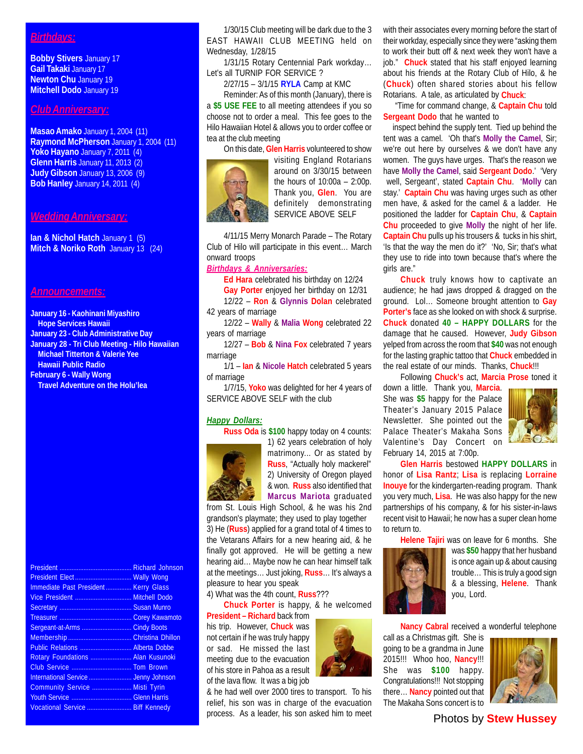## *Birthdays:*

**Bobby Stivers** January 17
**Gail Takaki** January 17
**Newton Chu** January 19
**Mitchell Dodo** January 19

## *Club Anniversary:*

**Masao Amako** January 1, 2004 (11)
**Raymond McPherson** January 1, 2004 (11)
**Yoko Hayano** January 7, 2011 (4)
**Glenn Harris** January 11, 2013 (2)
**Judy Gibson** January 13, 2006 (9)
**Bob Hanley** January 14, 2011 (4)

## *Wedding Anniversary:*

**Ian & Nichol Hatch** January 1 (5)
**Mitch & Noriko Roth** January 13 (24)

## *Announcements:*

**January 16 - Kaohinani Miyashiro**
**Hope Services Hawaii**
**January 23 - Club Administrative Day**
**January 28 - Tri Club Meeting - Hilo Hawaiian**
**Michael Titterton & Valerie Yee**
**Hawaii Public Radio**
**February 6 - Wally Wong**
**Travel Adventure on the Holu'lea**

| | |
|---|---|
| President | Richard Johnson |
| President Elect | Wally Wong |
| Immediate Past President | Kerry Glass |
| Vice President | Mitchell Dodo |
| Secretary | Susan Munro |
| Treasurer | Corey Kawamoto |
| Sergeant-at-Arms | Cindy Boots |
| Membership | Christina Dhillon |
| Public Relations | Alberta Dobbe |
| Rotary Foundations | Alan Kusunoki |
| Club Service | Tom Brown |
| International Service | Jenny Johnson |
| Community Service | Misti Tyrin |
| Youth Service | Glenn Harris |
| Vocational Service | Biff Kennedy |

1/30/15 Club meeting will be dark due to the 3 EAST HAWAII CLUB MEETING held on Wednesday, 1/28/15

1/31/15 Rotary Centennial Park workday… Let's all TURNIP FOR SERVICE ?

2/27/15 – 3/1/15 **RYLA** Camp at KMC

Reminder: As of this month (January), there is a **$5 USE FEE** to all meeting attendees if you so choose not to order a meal. This fee goes to the Hilo Hawaiian Hotel & allows you to order coffee or tea at the club meeting

On this date, **Glen Harris** volunteered to show visiting England Rotarians around on 3/30/15 between the hours of 10:00a – 2:00p. Thank you, **Glen**. You are definitely demonstrating SERVICE ABOVE SELF

4/11/15 Merry Monarch Parade – The Rotary Club of Hilo will participate in this event… March onward troops

### *Birthdays & Anniversaries:*

**Ed Hara** celebrated his birthday on 12/24

**Gay Porter** enjoyed her birthday on 12/31

12/22 – **Ron** & **Glynnis Dolan** celebrated 42 years of marriage

12/22 – **Wally** & **Malia Wong** celebrated 22 years of marriage

12/27 – **Bob** & **Nina Fox** celebrated 7 years marriage

1/1 – **Ian** & **Nicole Hatch** celebrated 5 years of marriage

1/7/15, **Yoko** was delighted for her 4 years of SERVICE ABOVE SELF with the club

### *Happy Dollars:*

**Russ Oda** is **$100** happy today on 4 counts: 1) 62 years celebration of holy matrimony… Or as stated by **Russ**, "Actually holy mackerel" 2) University of Oregon played & won. **Russ** also identified that **Marcus Mariota** graduated from St. Louis High School, & he was his 2nd grandson's playmate; they used to play together 3) He (**Russ**) applied for a grand total of 4 times to the Vetarans Affairs for a new hearing aid, & he finally got approved. He will be getting a new hearing aid… Maybe now he can hear himself talk at the meetings… Just joking, **Russ**… It's always a pleasure to hear you speak
4) What was the 4th count, **Russ**???

**Chuck Porter** is happy, & he welcomed **President – Richard** back from his trip. However, **Chuck** was not certain if he was truly happy or sad. He missed the last meeting due to the evacuation of his store in Pahoa as a result of the lava flow. It was a big job & he had well over 2000 tires to transport. To his relief, his son was in charge of the evacuation process. As a leader, his son asked him to meet with their associates every morning before the start of their workday, especially since they were "asking them to work their butt off & next week they won't have a job." **Chuck** stated that his staff enjoyed learning about his friends at the Rotary Club of Hilo, & he (**Chuck**) often shared stories about his fellow Rotarians. A tale, as articulated by **Chuck**:

"Time for command change, & **Captain Chu** told **Sergeant Dodo** that he wanted to inspect behind the supply tent. Tied up behind the tent was a camel. 'Oh that's **Molly the Camel**, Sir; we're out here by ourselves & we don't have any women. The guys have urges. That's the reason we have **Molly the Camel**, said **Sergeant Dodo**.' 'Very well, Sergeant', stated **Captain Chu**. '**Molly** can stay.' **Captain Chu** was having urges such as other men have, & asked for the camel & a ladder. He positioned the ladder for **Captain Chu**, & **Captain Chu** proceeded to give **Molly** the night of her life. **Captain Chu** pulls up his trousers & tucks in his shirt, 'Is that the way the men do it?' 'No, Sir; that's what they use to ride into town because that's where the girls are."

**Chuck** truly knows how to captivate an audience; he had jaws dropped & dragged on the ground. Lol… Someone brought attention to **Gay Porter's** face as she looked on with shock & surprise. **Chuck** donated **40 – HAPPY DOLLARS** for the damage that he caused. However, **Judy Gibson** yelped from across the room that **$40** was not enough for the lasting graphic tattoo that **Chuck** embedded in the real estate of our minds. Thanks, **Chuck**!!!

Following **Chuck's** act, **Marcia Prose** toned it down a little. Thank you, **Marcia**. She was **$5** happy for the Palace Theater's January 2015 Palace Newsletter. She pointed out the Palace Theater's Makaha Sons Valentine's Day Concert on February 14, 2015 at 7:00p.

**Glen Harris** bestowed **HAPPY DOLLARS** in honor of **Lisa Rantz**; **Lisa** is replacing **Lorraine Inouye** for the kindergarten-reading program. Thank you very much, **Lisa**. He was also happy for the new partnerships of his company, & for his sister-in-laws recent visit to Hawaii; he now has a super clean home to return to.

**Helene Tajiri** was on leave for 6 months. She was **$50** happy that her husband is once again up & about causing trouble… This is truly a good sign & a blessing, **Helene**. Thank you, Lord.

**Nancy Cabral** received a wonderful telephone call as a Christmas gift. She is going to be a grandma in June 2015!!! Whoo hoo, **Nancy**!!! She was **$100** happy. Congratulations!!! Not stopping there… **Nancy** pointed out that The Makaha Sons concert is to

Photos by **Stew Hussey**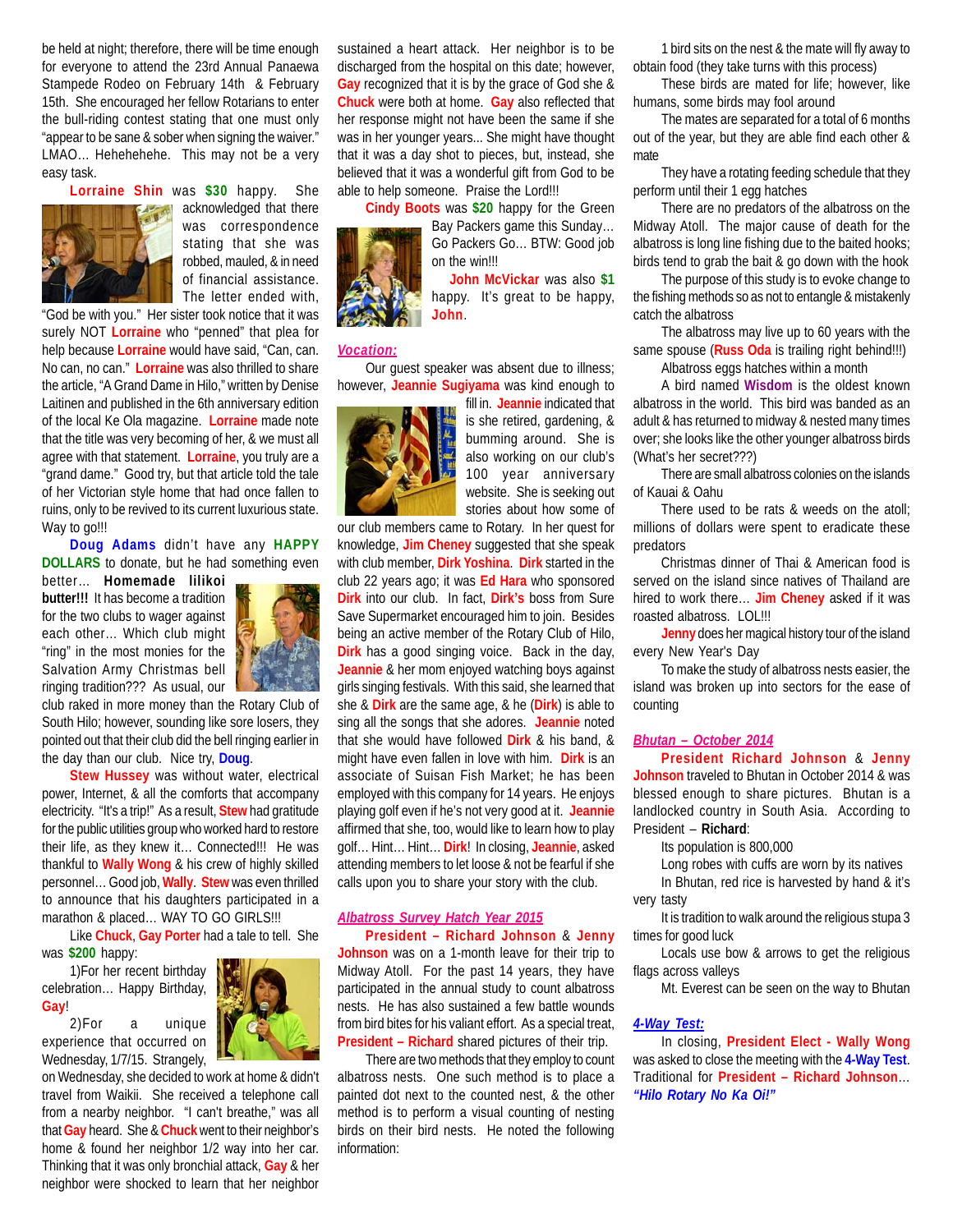be held at night; therefore, there will be time enough for everyone to attend the 23rd Annual Panaewa Stampede Rodeo on February 14th & February 15th. She encouraged her fellow Rotarians to enter the bull-riding contest stating that one must only "appear to be sane & sober when signing the waiver." LMAO… Hehehehehe. This may not be a very easy task.

**Lorraine Shin** was **$30** happy. She acknowledged that there was correspondence stating that she was robbed, mauled, & in need of financial assistance. The letter ended with, "God be with you." Her sister took notice that it was surely NOT **Lorraine** who "penned" that plea for help because **Lorraine** would have said, "Can, can. No can, no can." **Lorraine** was also thrilled to share the article, "A Grand Dame in Hilo," written by Denise Laitinen and published in the 6th anniversary edition of the local Ke Ola magazine. **Lorraine** made note that the title was very becoming of her, & we must all agree with that statement. **Lorraine**, you truly are a "grand dame." Good try, but that article told the tale of her Victorian style home that had once fallen to ruins, only to be revived to its current luxurious state. Way to go!!!

**Doug Adams** didn't have any **HAPPY DOLLARS** to donate, but he had something even better… **Homemade lilikoi butter!!!** It has become a tradition for the two clubs to wager against each other… Which club might "ring" in the most monies for the Salvation Army Christmas bell ringing tradition??? As usual, our club raked in more money than the Rotary Club of South Hilo; however, sounding like sore losers, they pointed out that their club did the bell ringing earlier in the day than our club. Nice try, **Doug**.

**Stew Hussey** was without water, electrical power, Internet, & all the comforts that accompany electricity. "It's a trip!" As a result, **Stew** had gratitude for the public utilities group who worked hard to restore their life, as they knew it… Connected!!! He was thankful to **Wally Wong** & his crew of highly skilled personnel… Good job, **Wally**. **Stew** was even thrilled to announce that his daughters participated in a marathon & placed… WAY TO GO GIRLS!!!

Like **Chuck**, **Gay Porter** had a tale to tell. She was **$200** happy:

1) For her recent birthday celebration… Happy Birthday, **Gay**!

2) For a unique experience that occurred on Wednesday, 1/7/15. Strangely, on Wednesday, she decided to work at home & didn't travel from Waikii. She received a telephone call from a nearby neighbor. "I can't breathe," was all that **Gay** heard. She & **Chuck** went to their neighbor's home & found her neighbor 1/2 way into her car. Thinking that it was only bronchial attack, **Gay** & her neighbor were shocked to learn that her neighbor sustained a heart attack. Her neighbor is to be discharged from the hospital on this date; however, **Gay** recognized that it is by the grace of God she & **Chuck** were both at home. **Gay** also reflected that her response might not have been the same if she was in her younger years… She might have thought that it was a day shot to pieces, but, instead, she believed that it was a wonderful gift from God to be able to help someone. Praise the Lord!!!

**Cindy Boots** was **$20** happy for the Green Bay Packers game this Sunday… Go Packers Go… BTW: Good job on the win!!!

**John McVickar** was also **$1** happy. It's great to be happy, **John**.

***Vocation:***

Our guest speaker was absent due to illness; however, **Jeannie Sugiyama** was kind enough to fill in. **Jeannie** indicated that she is retired, gardening, & bumming around. She is also working on our club's 100 year anniversary website. She is seeking out stories about how some of our club members came to Rotary. In her quest for knowledge, **Jim Cheney** suggested that she speak with club member, **Dirk Yoshina**. **Dirk** started in the club 22 years ago; it was **Ed Hara** who sponsored **Dirk** into our club. In fact, **Dirk's** boss from Sure Save Supermarket encouraged him to join. Besides being an active member of the Rotary Club of Hilo, **Dirk** has a good singing voice. Back in the day, **Jeannie** & her mom enjoyed watching boys against girls singing festivals. With this said, she learned that she & **Dirk** are the same age, & he (**Dirk**) is able to sing all the songs that she adores. **Jeannie** noted that she would have followed **Dirk** & his band, & might have even fallen in love with him. **Dirk** is an associate of Suisan Fish Market; he has been employed with this company for 14 years. He enjoys playing golf even if he's not very good at it. **Jeannie** affirmed that she, too, would like to learn how to play golf… Hint… Hint… **Dirk**! In closing, **Jeannie**, asked attending members to let loose & not be fearful if she calls upon you to share your story with the club.

***Albatross Survey Hatch Year 2015***

**President – Richard Johnson** & **Jenny Johnson** was on a 1-month leave for their trip to Midway Atoll. For the past 14 years, they have participated in the annual study to count albatross nests. He has also sustained a few battle wounds from bird bites for his valiant effort. As a special treat, **President – Richard** shared pictures of their trip.

There are two methods that they employ to count albatross nests. One such method is to place a painted dot next to the counted nest, & the other method is to perform a visual counting of nesting birds on their bird nests. He noted the following information:

1 bird sits on the nest & the mate will fly away to obtain food (they take turns with this process)

These birds are mated for life; however, like humans, some birds may fool around

The mates are separated for a total of 6 months out of the year, but they are able find each other & mate

They have a rotating feeding schedule that they perform until their 1 egg hatches

There are no predators of the albatross on the Midway Atoll. The major cause of death for the albatross is long line fishing due to the baited hooks; birds tend to grab the bait & go down with the hook

The purpose of this study is to evoke change to the fishing methods so as not to entangle & mistakenly catch the albatross

The albatross may live up to 60 years with the same spouse (**Russ Oda** is trailing right behind!!!)

Albatross eggs hatches within a month

A bird named **Wisdom** is the oldest known albatross in the world. This bird was banded as an adult & has returned to midway & nested many times over; she looks like the other younger albatross birds (What's her secret???)

There are small albatross colonies on the islands of Kauai & Oahu

There used to be rats & weeds on the atoll; millions of dollars were spent to eradicate these predators

Christmas dinner of Thai & American food is served on the island since natives of Thailand are hired to work there… **Jim Cheney** asked if it was roasted albatross. LOL!!!

**Jenny** does her magical history tour of the island every New Year's Day

To make the study of albatross nests easier, the island was broken up into sectors for the ease of counting

***Bhutan – October 2014***

**President Richard Johnson** & **Jenny Johnson** traveled to Bhutan in October 2014 & was blessed enough to share pictures. Bhutan is a landlocked country in South Asia. According to President – **Richard**:

Its population is 800,000

Long robes with cuffs are worn by its natives

In Bhutan, red rice is harvested by hand & it's very tasty

It is tradition to walk around the religious stupa 3 times for good luck

Locals use bow & arrows to get the religious flags across valleys

Mt. Everest can be seen on the way to Bhutan

***4-Way Test:***

In closing, **President Elect - Wally Wong** was asked to close the meeting with the **4-Way Test**. Traditional for **President – Richard Johnson**… ***"Hilo Rotary No Ka Oi!"***